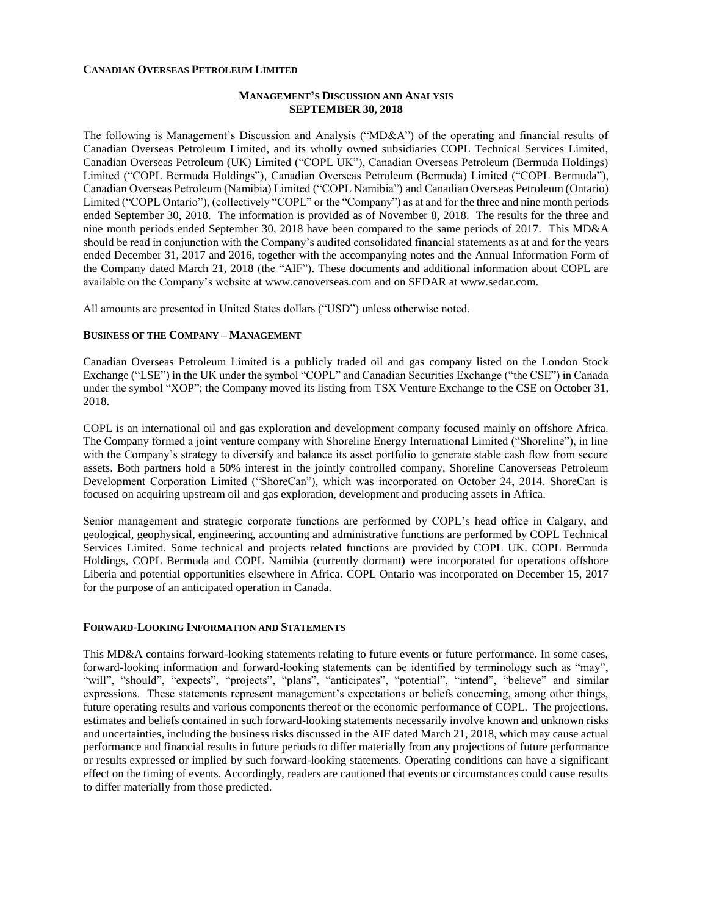**CANADIAN OVERSEAS PETROLEUM LIMITED**

# MANAGEMENT'S DISCUSSION AND ANALYSIS
## SEPTEMBER 30, 2018

The following is Management's Discussion and Analysis ("MD&A") of the operating and financial results of Canadian Overseas Petroleum Limited, and its wholly owned subsidiaries COPL Technical Services Limited, Canadian Overseas Petroleum (UK) Limited ("COPL UK"), Canadian Overseas Petroleum (Bermuda Holdings) Limited ("COPL Bermuda Holdings"), Canadian Overseas Petroleum (Bermuda) Limited ("COPL Bermuda"), Canadian Overseas Petroleum (Namibia) Limited ("COPL Namibia") and Canadian Overseas Petroleum (Ontario) Limited ("COPL Ontario"), (collectively "COPL" or the "Company") as at and for the three and nine month periods ended September 30, 2018. The information is provided as of November 8, 2018. The results for the three and nine month periods ended September 30, 2018 have been compared to the same periods of 2017. This MD&A should be read in conjunction with the Company's audited consolidated financial statements as at and for the years ended December 31, 2017 and 2016, together with the accompanying notes and the Annual Information Form of the Company dated March 21, 2018 (the "AIF"). These documents and additional information about COPL are available on the Company's website at www.canoverseas.com and on SEDAR at www.sedar.com.

All amounts are presented in United States dollars ("USD") unless otherwise noted.

### BUSINESS OF THE COMPANY – MANAGEMENT

Canadian Overseas Petroleum Limited is a publicly traded oil and gas company listed on the London Stock Exchange ("LSE") in the UK under the symbol "COPL" and Canadian Securities Exchange ("the CSE") in Canada under the symbol "XOP"; the Company moved its listing from TSX Venture Exchange to the CSE on October 31, 2018.

COPL is an international oil and gas exploration and development company focused mainly on offshore Africa. The Company formed a joint venture company with Shoreline Energy International Limited ("Shoreline"), in line with the Company's strategy to diversify and balance its asset portfolio to generate stable cash flow from secure assets. Both partners hold a 50% interest in the jointly controlled company, Shoreline Canoverseas Petroleum Development Corporation Limited ("ShoreCan"), which was incorporated on October 24, 2014. ShoreCan is focused on acquiring upstream oil and gas exploration, development and producing assets in Africa.

Senior management and strategic corporate functions are performed by COPL's head office in Calgary, and geological, geophysical, engineering, accounting and administrative functions are performed by COPL Technical Services Limited. Some technical and projects related functions are provided by COPL UK. COPL Bermuda Holdings, COPL Bermuda and COPL Namibia (currently dormant) were incorporated for operations offshore Liberia and potential opportunities elsewhere in Africa. COPL Ontario was incorporated on December 15, 2017 for the purpose of an anticipated operation in Canada.

### FORWARD-LOOKING INFORMATION AND STATEMENTS

This MD&A contains forward-looking statements relating to future events or future performance. In some cases, forward-looking information and forward-looking statements can be identified by terminology such as "may", "will", "should", "expects", "projects", "plans", "anticipates", "potential", "intend", "believe" and similar expressions. These statements represent management's expectations or beliefs concerning, among other things, future operating results and various components thereof or the economic performance of COPL. The projections, estimates and beliefs contained in such forward-looking statements necessarily involve known and unknown risks and uncertainties, including the business risks discussed in the AIF dated March 21, 2018, which may cause actual performance and financial results in future periods to differ materially from any projections of future performance or results expressed or implied by such forward-looking statements. Operating conditions can have a significant effect on the timing of events. Accordingly, readers are cautioned that events or circumstances could cause results to differ materially from those predicted.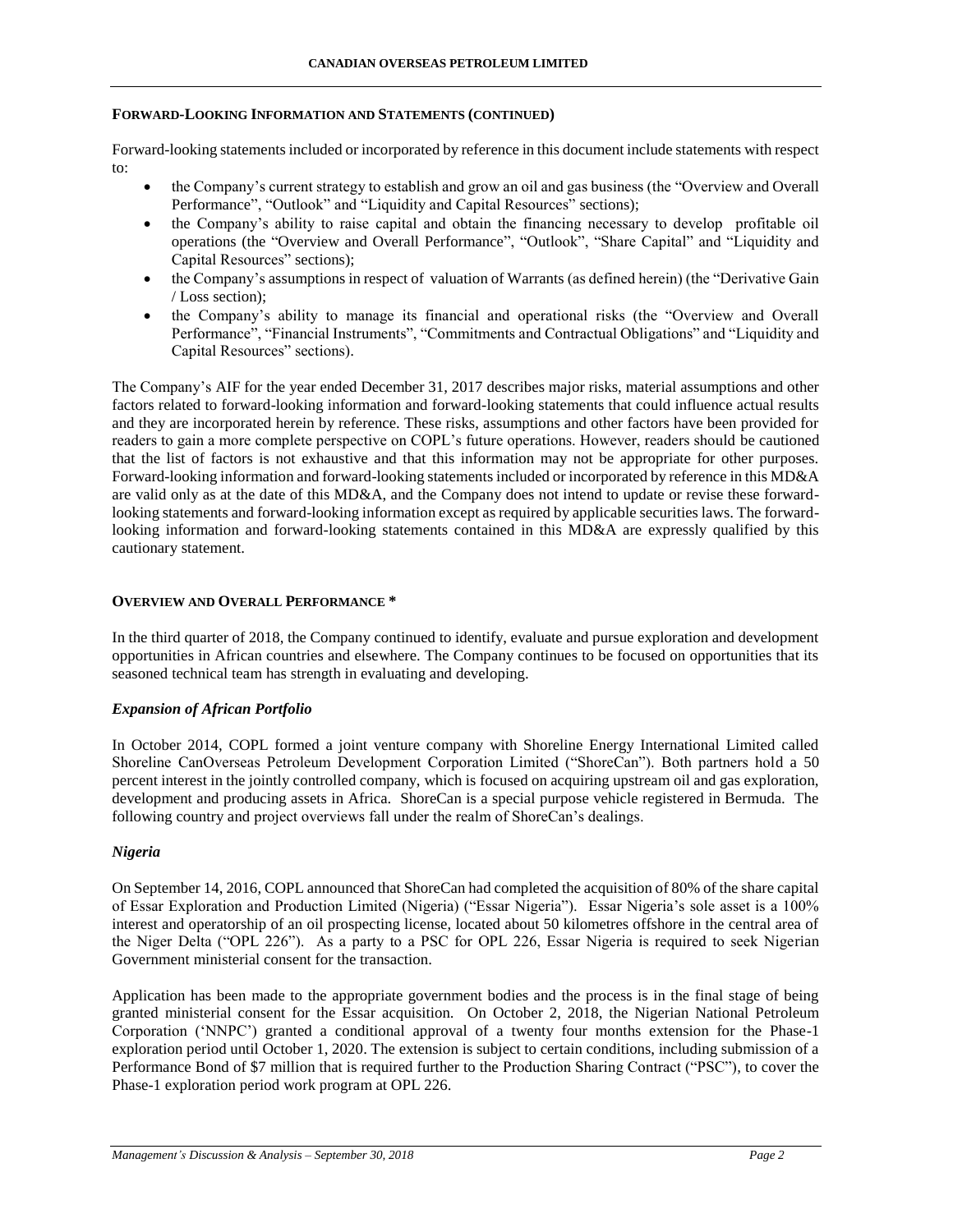## FORWARD-LOOKING INFORMATION AND STATEMENTS (CONTINUED)

Forward-looking statements included or incorporated by reference in this document include statements with respect to:

- the Company's current strategy to establish and grow an oil and gas business (the "Overview and Overall Performance", "Outlook" and "Liquidity and Capital Resources" sections);
- the Company's ability to raise capital and obtain the financing necessary to develop profitable oil operations (the "Overview and Overall Performance", "Outlook", "Share Capital" and "Liquidity and Capital Resources" sections);
- the Company's assumptions in respect of valuation of Warrants (as defined herein) (the "Derivative Gain / Loss section);
- the Company's ability to manage its financial and operational risks (the "Overview and Overall Performance", "Financial Instruments", "Commitments and Contractual Obligations" and "Liquidity and Capital Resources" sections).

The Company's AIF for the year ended December 31, 2017 describes major risks, material assumptions and other factors related to forward-looking information and forward-looking statements that could influence actual results and they are incorporated herein by reference. These risks, assumptions and other factors have been provided for readers to gain a more complete perspective on COPL's future operations. However, readers should be cautioned that the list of factors is not exhaustive and that this information may not be appropriate for other purposes. Forward-looking information and forward-looking statements included or incorporated by reference in this MD&A are valid only as at the date of this MD&A, and the Company does not intend to update or revise these forward-looking statements and forward-looking information except as required by applicable securities laws. The forward-looking information and forward-looking statements contained in this MD&A are expressly qualified by this cautionary statement.

## OVERVIEW AND OVERALL PERFORMANCE *

In the third quarter of 2018, the Company continued to identify, evaluate and pursue exploration and development opportunities in African countries and elsewhere. The Company continues to be focused on opportunities that its seasoned technical team has strength in evaluating and developing.

### *Expansion of African Portfolio*

In October 2014, COPL formed a joint venture company with Shoreline Energy International Limited called Shoreline CanOverseas Petroleum Development Corporation Limited ("ShoreCan"). Both partners hold a 50 percent interest in the jointly controlled company, which is focused on acquiring upstream oil and gas exploration, development and producing assets in Africa. ShoreCan is a special purpose vehicle registered in Bermuda. The following country and project overviews fall under the realm of ShoreCan's dealings.

### *Nigeria*

On September 14, 2016, COPL announced that ShoreCan had completed the acquisition of 80% of the share capital of Essar Exploration and Production Limited (Nigeria) ("Essar Nigeria"). Essar Nigeria's sole asset is a 100% interest and operatorship of an oil prospecting license, located about 50 kilometres offshore in the central area of the Niger Delta ("OPL 226"). As a party to a PSC for OPL 226, Essar Nigeria is required to seek Nigerian Government ministerial consent for the transaction.

Application has been made to the appropriate government bodies and the process is in the final stage of being granted ministerial consent for the Essar acquisition. On October 2, 2018, the Nigerian National Petroleum Corporation ('NNPC') granted a conditional approval of a twenty four months extension for the Phase-1 exploration period until October 1, 2020. The extension is subject to certain conditions, including submission of a Performance Bond of $7 million that is required further to the Production Sharing Contract ("PSC"), to cover the Phase-1 exploration period work program at OPL 226.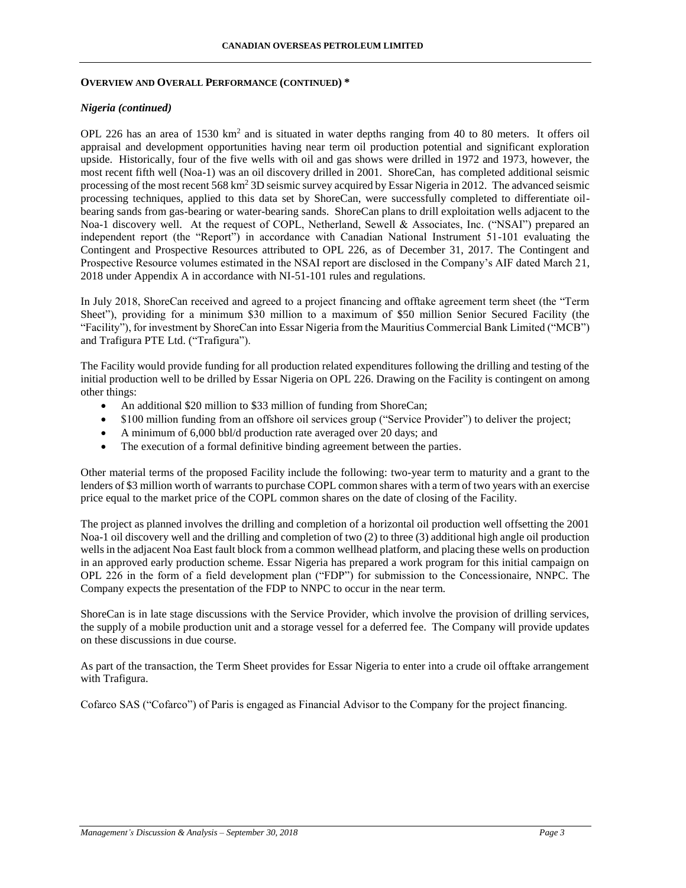## OVERVIEW AND OVERALL PERFORMANCE (CONTINUED) *

### *Nigeria (continued)*

OPL 226 has an area of 1530 $km^2$ and is situated in water depths ranging from 40 to 80 meters. It offers oil appraisal and development opportunities having near term oil production potential and significant exploration upside. Historically, four of the five wells with oil and gas shows were drilled in 1972 and 1973, however, the most recent fifth well (Noa-1) was an oil discovery drilled in 2001. ShoreCan, has completed additional seismic processing of the most recent 568 $km^2$ 3D seismic survey acquired by Essar Nigeria in 2012. The advanced seismic processing techniques, applied to this data set by ShoreCan, were successfully completed to differentiate oil-bearing sands from gas-bearing or water-bearing sands. ShoreCan plans to drill exploitation wells adjacent to the Noa-1 discovery well. At the request of COPL, Netherland, Sewell & Associates, Inc. ("NSAI") prepared an independent report (the "Report") in accordance with Canadian National Instrument 51-101 evaluating the Contingent and Prospective Resources attributed to OPL 226, as of December 31, 2017. The Contingent and Prospective Resource volumes estimated in the NSAI report are disclosed in the Company's AIF dated March 21, 2018 under Appendix A in accordance with NI-51-101 rules and regulations.

In July 2018, ShoreCan received and agreed to a project financing and offtake agreement term sheet (the "Term Sheet"), providing for a minimum $30 million to a maximum of $50 million Senior Secured Facility (the "Facility"), for investment by ShoreCan into Essar Nigeria from the Mauritius Commercial Bank Limited ("MCB") and Trafigura PTE Ltd. ("Trafigura").

The Facility would provide funding for all production related expenditures following the drilling and testing of the initial production well to be drilled by Essar Nigeria on OPL 226. Drawing on the Facility is contingent on among other things:

- An additional $20 million to $33 million of funding from ShoreCan;
- $100 million funding from an offshore oil services group ("Service Provider") to deliver the project;
- A minimum of 6,000 bbl/d production rate averaged over 20 days; and
- The execution of a formal definitive binding agreement between the parties.

Other material terms of the proposed Facility include the following: two-year term to maturity and a grant to the lenders of $3 million worth of warrants to purchase COPL common shares with a term of two years with an exercise price equal to the market price of the COPL common shares on the date of closing of the Facility.

The project as planned involves the drilling and completion of a horizontal oil production well offsetting the 2001 Noa-1 oil discovery well and the drilling and completion of two (2) to three (3) additional high angle oil production wells in the adjacent Noa East fault block from a common wellhead platform, and placing these wells on production in an approved early production scheme. Essar Nigeria has prepared a work program for this initial campaign on OPL 226 in the form of a field development plan ("FDP") for submission to the Concessionaire, NNPC. The Company expects the presentation of the FDP to NNPC to occur in the near term.

ShoreCan is in late stage discussions with the Service Provider, which involve the provision of drilling services, the supply of a mobile production unit and a storage vessel for a deferred fee. The Company will provide updates on these discussions in due course.

As part of the transaction, the Term Sheet provides for Essar Nigeria to enter into a crude oil offtake arrangement with Trafigura.

Cofarco SAS ("Cofarco") of Paris is engaged as Financial Advisor to the Company for the project financing.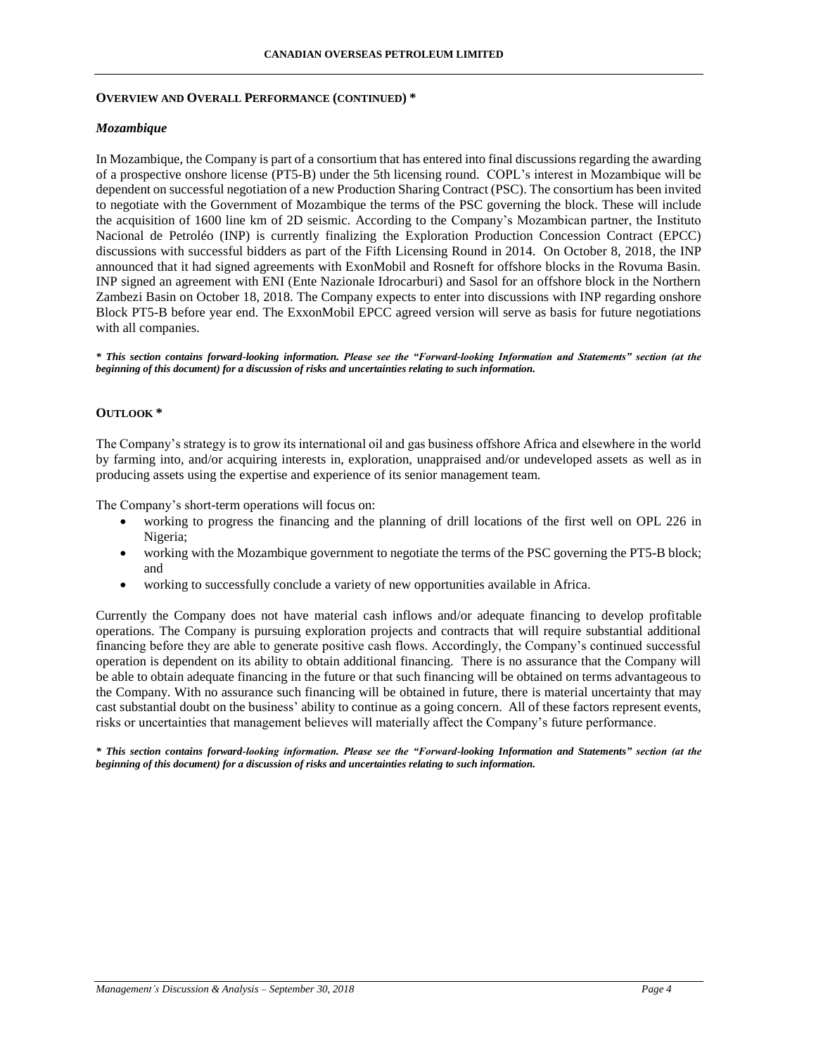## OVERVIEW AND OVERALL PERFORMANCE (CONTINUED) *

### *Mozambique*

In Mozambique, the Company is part of a consortium that has entered into final discussions regarding the awarding of a prospective onshore license (PT5-B) under the 5th licensing round. COPL's interest in Mozambique will be dependent on successful negotiation of a new Production Sharing Contract (PSC). The consortium has been invited to negotiate with the Government of Mozambique the terms of the PSC governing the block. These will include the acquisition of 1600 line km of 2D seismic. According to the Company's Mozambican partner, the Instituto Nacional de Petroléo (INP) is currently finalizing the Exploration Production Concession Contract (EPCC) discussions with successful bidders as part of the Fifth Licensing Round in 2014. On October 8, 2018, the INP announced that it had signed agreements with ExonMobil and Rosneft for offshore blocks in the Rovuma Basin. INP signed an agreement with ENI (Ente Nazionale Idrocarburi) and Sasol for an offshore block in the Northern Zambezi Basin on October 18, 2018. The Company expects to enter into discussions with INP regarding onshore Block PT5-B before year end. The ExxonMobil EPCC agreed version will serve as basis for future negotiations with all companies.

***\* This section contains forward-looking information. Please see the "Forward-looking Information and Statements" section (at the beginning of this document) for a discussion of risks and uncertainties relating to such information.***

## OUTLOOK *

The Company's strategy is to grow its international oil and gas business offshore Africa and elsewhere in the world by farming into, and/or acquiring interests in, exploration, unappraised and/or undeveloped assets as well as in producing assets using the expertise and experience of its senior management team.

The Company's short-term operations will focus on:

- working to progress the financing and the planning of drill locations of the first well on OPL 226 in Nigeria;
- working with the Mozambique government to negotiate the terms of the PSC governing the PT5-B block; and
- working to successfully conclude a variety of new opportunities available in Africa.

Currently the Company does not have material cash inflows and/or adequate financing to develop profitable operations. The Company is pursuing exploration projects and contracts that will require substantial additional financing before they are able to generate positive cash flows. Accordingly, the Company's continued successful operation is dependent on its ability to obtain additional financing. There is no assurance that the Company will be able to obtain adequate financing in the future or that such financing will be obtained on terms advantageous to the Company. With no assurance such financing will be obtained in future, there is material uncertainty that may cast substantial doubt on the business' ability to continue as a going concern. All of these factors represent events, risks or uncertainties that management believes will materially affect the Company's future performance.

***\* This section contains forward-looking information. Please see the "Forward-looking Information and Statements" section (at the beginning of this document) for a discussion of risks and uncertainties relating to such information.***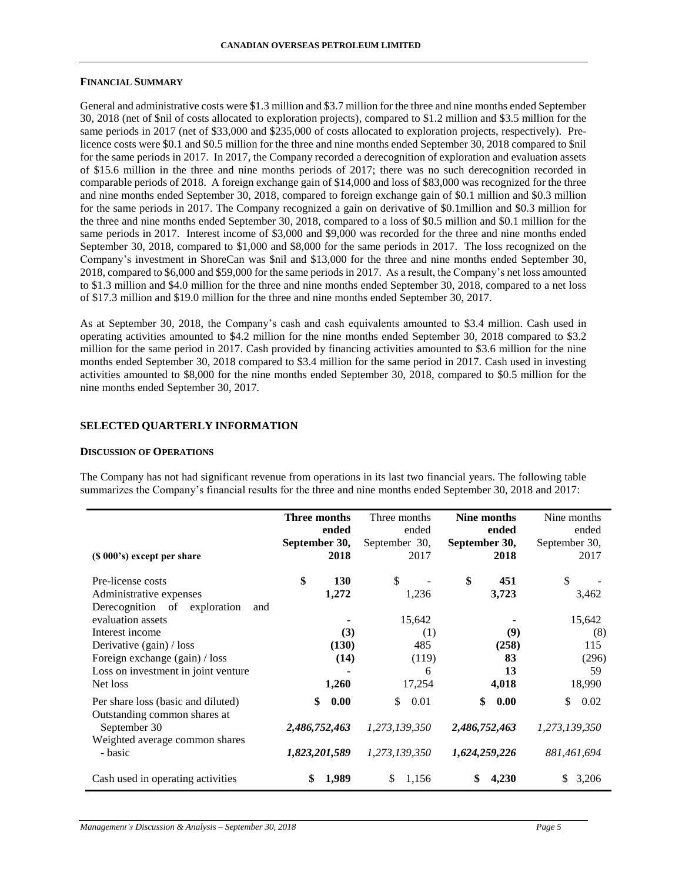**FINANCIAL SUMMARY**

General and administrative costs were $1.3 million and $3.7 million for the three and nine months ended September 30, 2018 (net of $nil of costs allocated to exploration projects), compared to $1.2 million and $3.5 million for the same periods in 2017 (net of $33,000 and $235,000 of costs allocated to exploration projects, respectively). Pre-licence costs were $0.1 and $0.5 million for the three and nine months ended September 30, 2018 compared to $nil for the same periods in 2017. In 2017, the Company recorded a derecognition of exploration and evaluation assets of $15.6 million in the three and nine months periods of 2017; there was no such derecognition recorded in comparable periods of 2018. A foreign exchange gain of $14,000 and loss of $83,000 was recognized for the three and nine months ended September 30, 2018, compared to foreign exchange gain of $0.1 million and $0.3 million for the same periods in 2017. The Company recognized a gain on derivative of $0.1million and $0.3 million for the three and nine months ended September 30, 2018, compared to a loss of $0.5 million and $0.1 million for the same periods in 2017. Interest income of $3,000 and $9,000 was recorded for the three and nine months ended September 30, 2018, compared to $1,000 and $8,000 for the same periods in 2017. The loss recognized on the Company's investment in ShoreCan was $nil and $13,000 for the three and nine months ended September 30, 2018, compared to $6,000 and $59,000 for the same periods in 2017. As a result, the Company's net loss amounted to $1.3 million and $4.0 million for the three and nine months ended September 30, 2018, compared to a net loss of $17.3 million and $19.0 million for the three and nine months ended September 30, 2017.

As at September 30, 2018, the Company's cash and cash equivalents amounted to $3.4 million. Cash used in operating activities amounted to $4.2 million for the nine months ended September 30, 2018 compared to $3.2 million for the same period in 2017. Cash provided by financing activities amounted to $3.6 million for the nine months ended September 30, 2018 compared to $3.4 million for the same period in 2017. Cash used in investing activities amounted to $8,000 for the nine months ended September 30, 2018, compared to $0.5 million for the nine months ended September 30, 2017.

## SELECTED QUARTERLY INFORMATION

**DISCUSSION OF OPERATIONS**

The Company has not had significant revenue from operations in its last two financial years. The following table summarizes the Company's financial results for the three and nine months ended September 30, 2018 and 2017:

| ($ 000's) except per share | **Three months ended September 30, 2018** | Three months ended September 30, 2017 | **Nine months ended September 30, 2018** | Nine months ended September 30, 2017 |
|---|---|---|---|---|
| Pre-license costs | **$ 130** | $ - | **$ 451** | $ - |
| Administrative expenses | **1,272** | 1,236 | **3,723** | 3,462 |
| Derecognition of exploration and evaluation assets | **-** | 15,642 | **-** | 15,642 |
| Interest income | **(3)** | (1) | **(9)** | (8) |
| Derivative (gain) / loss | **(130)** | 485 | **(258)** | 115 |
| Foreign exchange (gain) / loss | **(14)** | (119) | **83** | (296) |
| Loss on investment in joint venture | **-** | 6 | **13** | 59 |
| Net loss | **1,260** | 17,254 | **4,018** | 18,990 |
| Per share loss (basic and diluted) | **$ 0.00** | $ 0.01 | **$ 0.00** | $ 0.02 |
| Outstanding common shares at September 30 | ***2,486,752,463*** | *1,273,139,350* | ***2,486,752,463*** | *1,273,139,350* |
| Weighted average common shares - basic | ***1,823,201,589*** | *1,273,139,350* | ***1,624,259,226*** | *881,461,694* |
| Cash used in operating activities | **$ 1,989** | $ 1,156 | **$ 4,230** | $ 3,206 |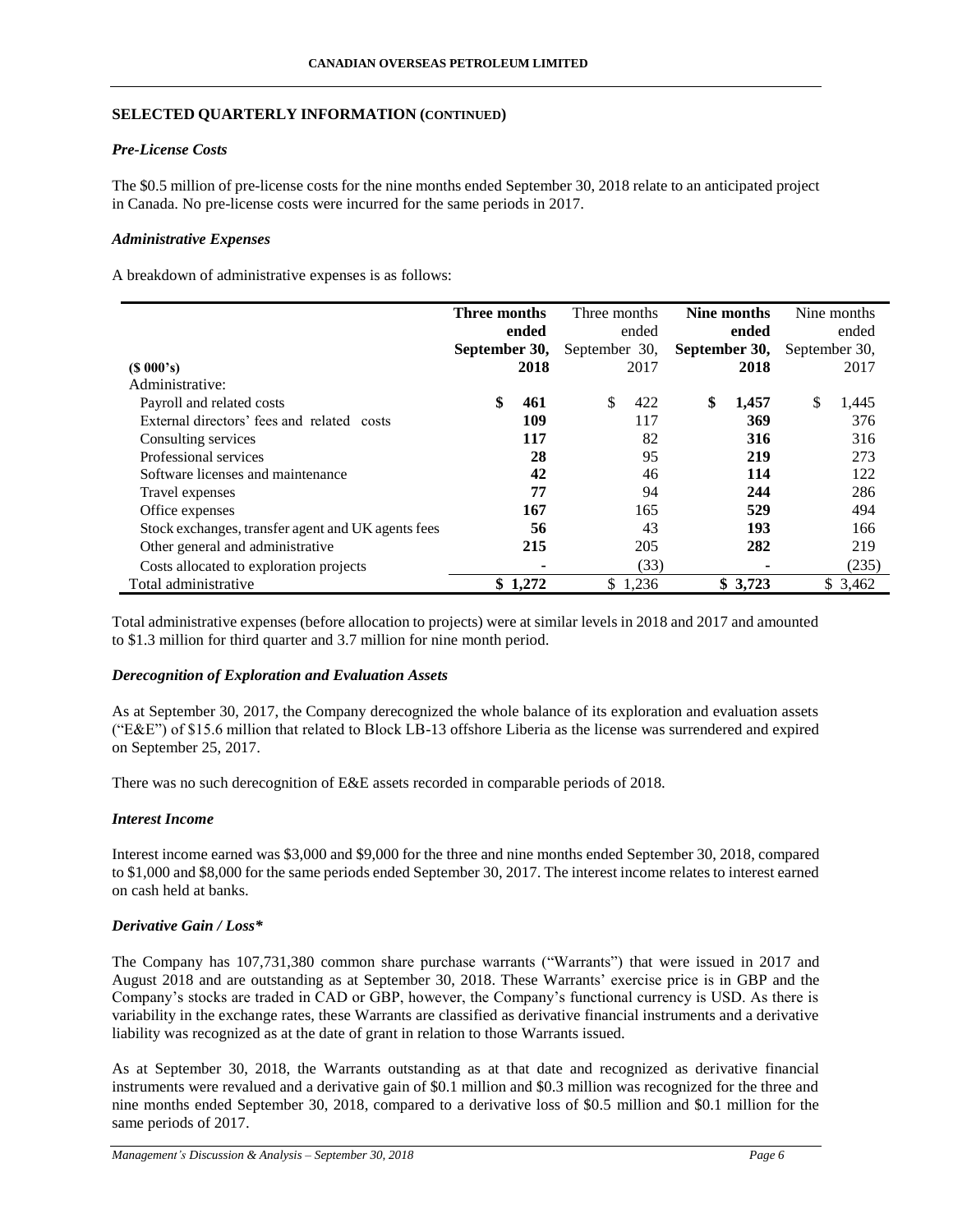## SELECTED QUARTERLY INFORMATION (CONTINUED)

### *Pre-License Costs*

The $0.5 million of pre-license costs for the nine months ended September 30, 2018 relate to an anticipated project in Canada. No pre-license costs were incurred for the same periods in 2017.

### *Administrative Expenses*

A breakdown of administrative expenses is as follows:

| ($ 000's) | **Three months ended September 30, 2018** | Three months ended September 30, 2017 | **Nine months ended September 30, 2018** | Nine months ended September 30, 2017 |
|---|---|---|---|---|
| Administrative: | | | | |
| Payroll and related costs | **$ 461** | $ 422 | **$ 1,457** | $ 1,445 |
| External directors' fees and related costs | **109** | 117 | **369** | 376 |
| Consulting services | **117** | 82 | **316** | 316 |
| Professional services | **28** | 95 | **219** | 273 |
| Software licenses and maintenance | **42** | 46 | **114** | 122 |
| Travel expenses | **77** | 94 | **244** | 286 |
| Office expenses | **167** | 165 | **529** | 494 |
| Stock exchanges, transfer agent and UK agents fees | **56** | 43 | **193** | 166 |
| Other general and administrative | **215** | 205 | **282** | 219 |
| Costs allocated to exploration projects | **-** | (33) | **-** | (235) |
| Total administrative | **$ 1,272** | $ 1,236 | **$ 3,723** | $ 3,462 |

Total administrative expenses (before allocation to projects) were at similar levels in 2018 and 2017 and amounted to $1.3 million for third quarter and 3.7 million for nine month period.

### *Derecognition of Exploration and Evaluation Assets*

As at September 30, 2017, the Company derecognized the whole balance of its exploration and evaluation assets ("E&E") of $15.6 million that related to Block LB-13 offshore Liberia as the license was surrendered and expired on September 25, 2017.

There was no such derecognition of E&E assets recorded in comparable periods of 2018.

### *Interest Income*

Interest income earned was $3,000 and $9,000 for the three and nine months ended September 30, 2018, compared to $1,000 and $8,000 for the same periods ended September 30, 2017. The interest income relates to interest earned on cash held at banks.

### *Derivative Gain / Loss**

The Company has 107,731,380 common share purchase warrants ("Warrants") that were issued in 2017 and August 2018 and are outstanding as at September 30, 2018. These Warrants' exercise price is in GBP and the Company's stocks are traded in CAD or GBP, however, the Company's functional currency is USD. As there is variability in the exchange rates, these Warrants are classified as derivative financial instruments and a derivative liability was recognized as at the date of grant in relation to those Warrants issued.

As at September 30, 2018, the Warrants outstanding as at that date and recognized as derivative financial instruments were revalued and a derivative gain of $0.1 million and $0.3 million was recognized for the three and nine months ended September 30, 2018, compared to a derivative loss of $0.5 million and $0.1 million for the same periods of 2017.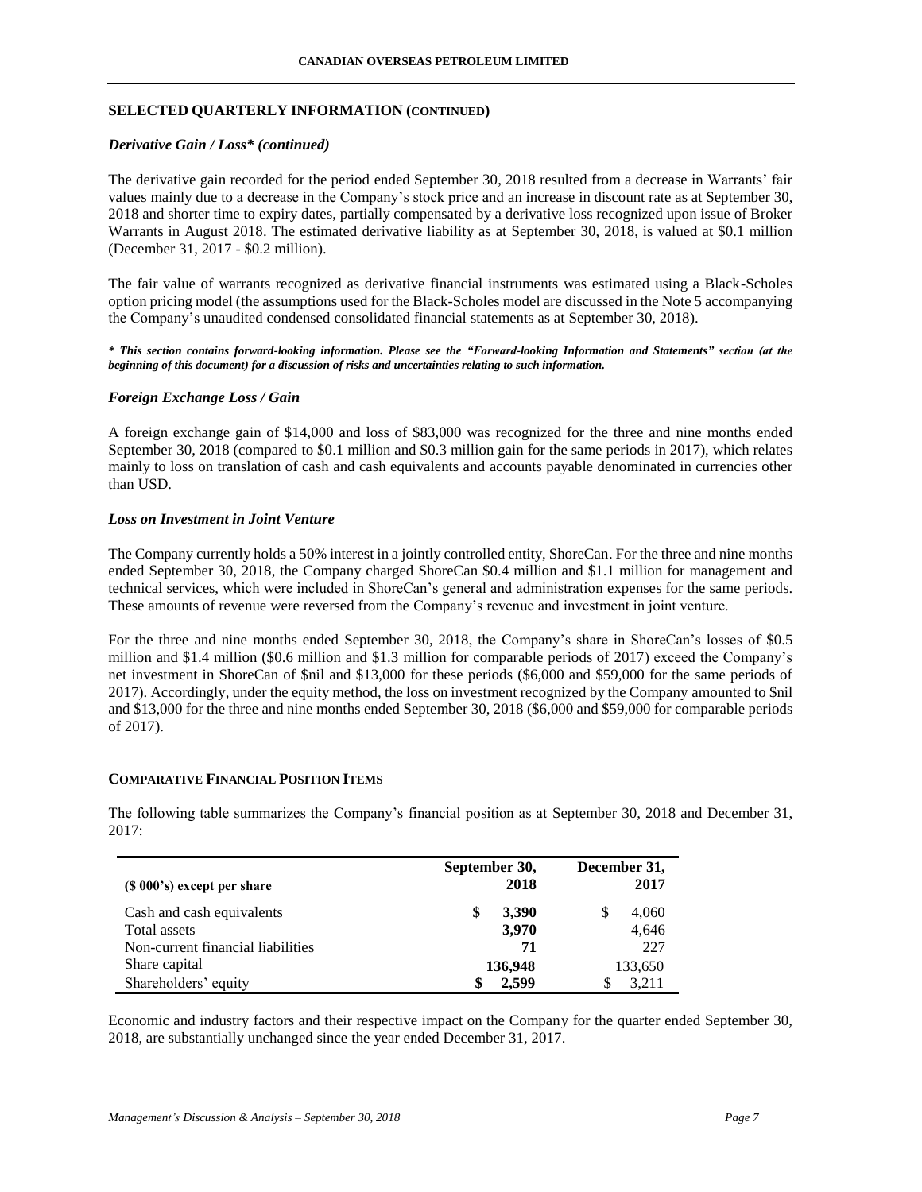## SELECTED QUARTERLY INFORMATION (CONTINUED)

### *Derivative Gain / Loss\* (continued)*

The derivative gain recorded for the period ended September 30, 2018 resulted from a decrease in Warrants' fair values mainly due to a decrease in the Company's stock price and an increase in discount rate as at September 30, 2018 and shorter time to expiry dates, partially compensated by a derivative loss recognized upon issue of Broker Warrants in August 2018. The estimated derivative liability as at September 30, 2018, is valued at $0.1 million (December 31, 2017 - $0.2 million).

The fair value of warrants recognized as derivative financial instruments was estimated using a Black-Scholes option pricing model (the assumptions used for the Black-Scholes model are discussed in the Note 5 accompanying the Company's unaudited condensed consolidated financial statements as at September 30, 2018).

***\* This section contains forward-looking information. Please see the "Forward-looking Information and Statements" section (at the beginning of this document) for a discussion of risks and uncertainties relating to such information.***

### *Foreign Exchange Loss / Gain*

A foreign exchange gain of $14,000 and loss of $83,000 was recognized for the three and nine months ended September 30, 2018 (compared to $0.1 million and $0.3 million gain for the same periods in 2017), which relates mainly to loss on translation of cash and cash equivalents and accounts payable denominated in currencies other than USD.

### *Loss on Investment in Joint Venture*

The Company currently holds a 50% interest in a jointly controlled entity, ShoreCan. For the three and nine months ended September 30, 2018, the Company charged ShoreCan $0.4 million and $1.1 million for management and technical services, which were included in ShoreCan's general and administration expenses for the same periods. These amounts of revenue were reversed from the Company's revenue and investment in joint venture.

For the three and nine months ended September 30, 2018, the Company's share in ShoreCan's losses of $0.5 million and $1.4 million ($0.6 million and $1.3 million for comparable periods of 2017) exceed the Company's net investment in ShoreCan of $nil and $13,000 for these periods ($6,000 and $59,000 for the same periods of 2017). Accordingly, under the equity method, the loss on investment recognized by the Company amounted to $nil and $13,000 for the three and nine months ended September 30, 2018 ($6,000 and $59,000 for comparable periods of 2017).

## COMPARATIVE FINANCIAL POSITION ITEMS

The following table summarizes the Company's financial position as at September 30, 2018 and December 31, 2017:

| ($ 000's) except per share | September 30, 2018 | December 31, 2017 |
|---|---|---|
| Cash and cash equivalents | **$ 3,390** | $ 4,060 |
| Total assets | **3,970** | 4,646 |
| Non-current financial liabilities | **71** | 227 |
| Share capital | **136,948** | 133,650 |
| Shareholders' equity | **$ 2,599** | $ 3,211 |

Economic and industry factors and their respective impact on the Company for the quarter ended September 30, 2018, are substantially unchanged since the year ended December 31, 2017.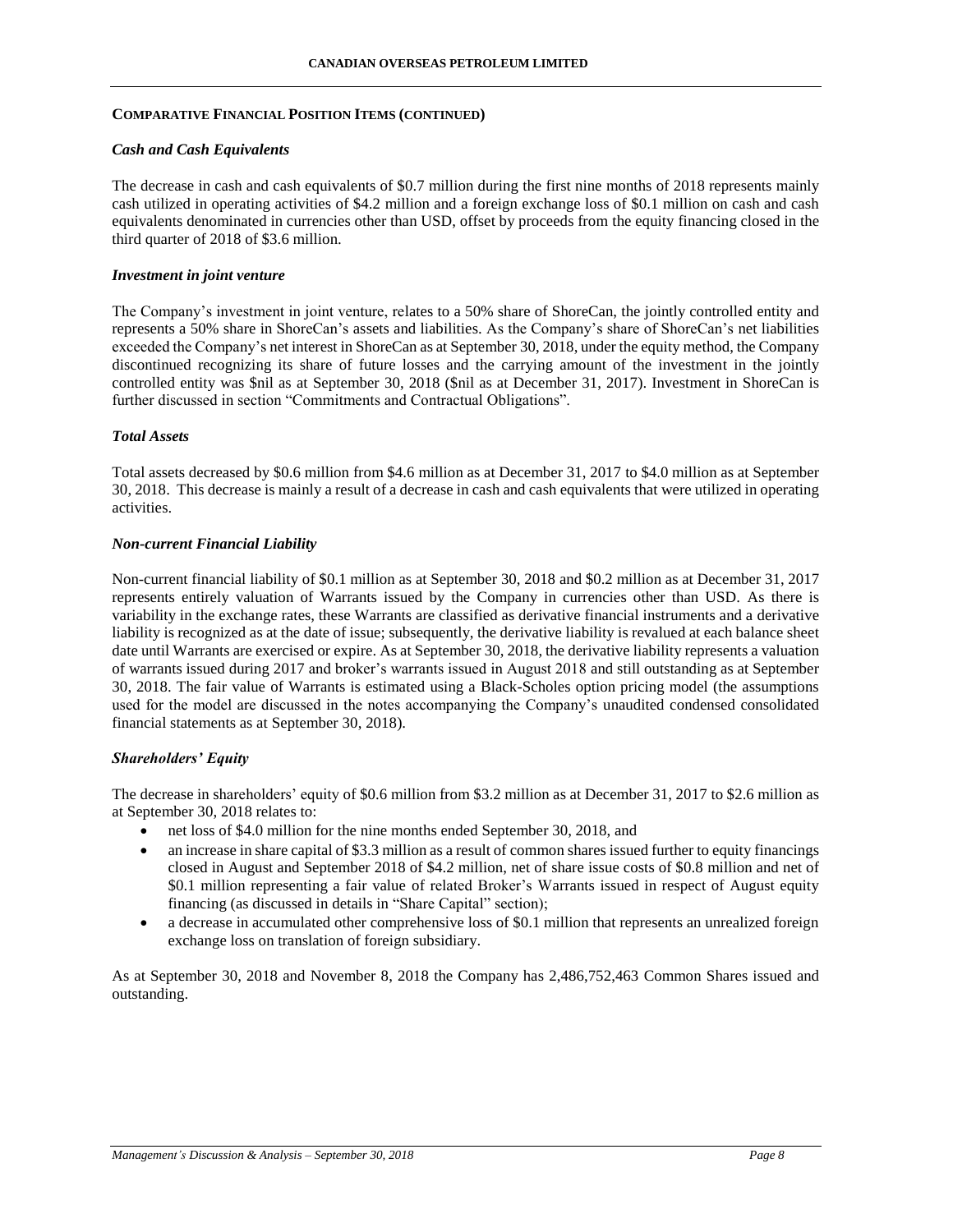## Comparative Financial Position Items (continued)

### *Cash and Cash Equivalents*

The decrease in cash and cash equivalents of $0.7 million during the first nine months of 2018 represents mainly cash utilized in operating activities of $4.2 million and a foreign exchange loss of $0.1 million on cash and cash equivalents denominated in currencies other than USD, offset by proceeds from the equity financing closed in the third quarter of 2018 of $3.6 million.

### *Investment in joint venture*

The Company's investment in joint venture, relates to a 50% share of ShoreCan, the jointly controlled entity and represents a 50% share in ShoreCan's assets and liabilities. As the Company's share of ShoreCan's net liabilities exceeded the Company's net interest in ShoreCan as at September 30, 2018, under the equity method, the Company discontinued recognizing its share of future losses and the carrying amount of the investment in the jointly controlled entity was $nil as at September 30, 2018 ($nil as at December 31, 2017). Investment in ShoreCan is further discussed in section "Commitments and Contractual Obligations".

### *Total Assets*

Total assets decreased by $0.6 million from $4.6 million as at December 31, 2017 to $4.0 million as at September 30, 2018. This decrease is mainly a result of a decrease in cash and cash equivalents that were utilized in operating activities.

### *Non-current Financial Liability*

Non-current financial liability of $0.1 million as at September 30, 2018 and $0.2 million as at December 31, 2017 represents entirely valuation of Warrants issued by the Company in currencies other than USD. As there is variability in the exchange rates, these Warrants are classified as derivative financial instruments and a derivative liability is recognized as at the date of issue; subsequently, the derivative liability is revalued at each balance sheet date until Warrants are exercised or expire. As at September 30, 2018, the derivative liability represents a valuation of warrants issued during 2017 and broker's warrants issued in August 2018 and still outstanding as at September 30, 2018. The fair value of Warrants is estimated using a Black-Scholes option pricing model (the assumptions used for the model are discussed in the notes accompanying the Company's unaudited condensed consolidated financial statements as at September 30, 2018).

### *Shareholders' Equity*

The decrease in shareholders' equity of $0.6 million from $3.2 million as at December 31, 2017 to $2.6 million as at September 30, 2018 relates to:

- net loss of $4.0 million for the nine months ended September 30, 2018, and
- an increase in share capital of $3.3 million as a result of common shares issued further to equity financings closed in August and September 2018 of $4.2 million, net of share issue costs of $0.8 million and net of $0.1 million representing a fair value of related Broker's Warrants issued in respect of August equity financing (as discussed in details in "Share Capital" section);
- a decrease in accumulated other comprehensive loss of $0.1 million that represents an unrealized foreign exchange loss on translation of foreign subsidiary.

As at September 30, 2018 and November 8, 2018 the Company has 2,486,752,463 Common Shares issued and outstanding.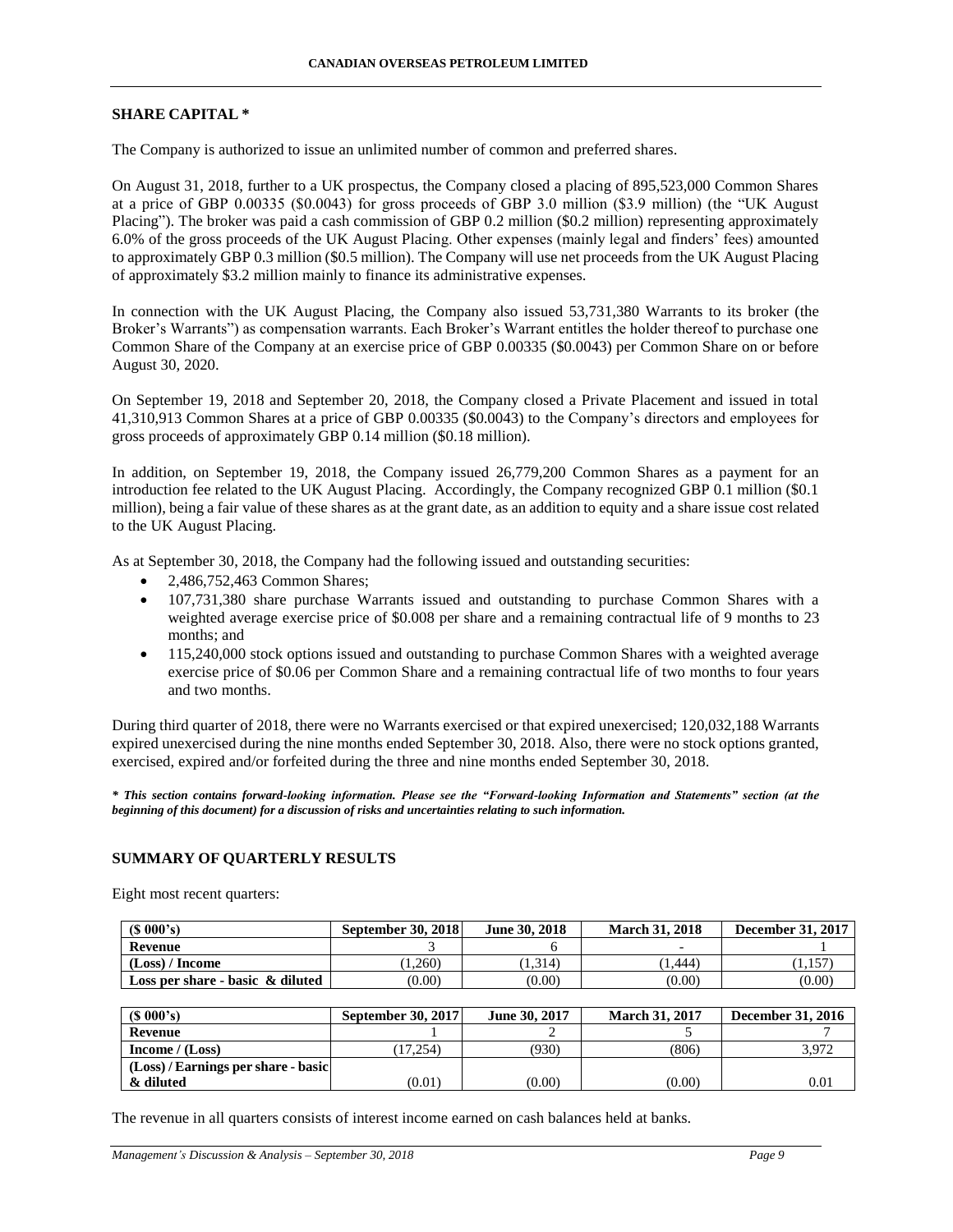## SHARE CAPITAL *

The Company is authorized to issue an unlimited number of common and preferred shares.

On August 31, 2018, further to a UK prospectus, the Company closed a placing of 895,523,000 Common Shares at a price of GBP 0.00335 ($0.0043) for gross proceeds of GBP 3.0 million ($3.9 million) (the "UK August Placing"). The broker was paid a cash commission of GBP 0.2 million ($0.2 million) representing approximately 6.0% of the gross proceeds of the UK August Placing. Other expenses (mainly legal and finders' fees) amounted to approximately GBP 0.3 million ($0.5 million). The Company will use net proceeds from the UK August Placing of approximately $3.2 million mainly to finance its administrative expenses.

In connection with the UK August Placing, the Company also issued 53,731,380 Warrants to its broker (the Broker's Warrants") as compensation warrants. Each Broker's Warrant entitles the holder thereof to purchase one Common Share of the Company at an exercise price of GBP 0.00335 ($0.0043) per Common Share on or before August 30, 2020.

On September 19, 2018 and September 20, 2018, the Company closed a Private Placement and issued in total 41,310,913 Common Shares at a price of GBP 0.00335 ($0.0043) to the Company's directors and employees for gross proceeds of approximately GBP 0.14 million ($0.18 million).

In addition, on September 19, 2018, the Company issued 26,779,200 Common Shares as a payment for an introduction fee related to the UK August Placing. Accordingly, the Company recognized GBP 0.1 million ($0.1 million), being a fair value of these shares as at the grant date, as an addition to equity and a share issue cost related to the UK August Placing.

As at September 30, 2018, the Company had the following issued and outstanding securities:

- 2,486,752,463 Common Shares;
- 107,731,380 share purchase Warrants issued and outstanding to purchase Common Shares with a weighted average exercise price of $0.008 per share and a remaining contractual life of 9 months to 23 months; and
- 115,240,000 stock options issued and outstanding to purchase Common Shares with a weighted average exercise price of $0.06 per Common Share and a remaining contractual life of two months to four years and two months.

During third quarter of 2018, there were no Warrants exercised or that expired unexercised; 120,032,188 Warrants expired unexercised during the nine months ended September 30, 2018. Also, there were no stock options granted, exercised, expired and/or forfeited during the three and nine months ended September 30, 2018.

***\* This section contains forward-looking information. Please see the "Forward-looking Information and Statements" section (at the beginning of this document) for a discussion of risks and uncertainties relating to such information.***

## SUMMARY OF QUARTERLY RESULTS

Eight most recent quarters:

| ($ 000's) | September 30, 2018 | June 30, 2018 | March 31, 2018 | December 31, 2017 |
|---|---|---|---|---|
| **Revenue** | 3 | 6 | - | 1 |
| **(Loss) / Income** | (1,260) | (1,314) | (1,444) | (1,157) |
| **Loss per share - basic & diluted** | (0.00) | (0.00) | (0.00) | (0.00) |

| ($ 000's) | September 30, 2017 | June 30, 2017 | March 31, 2017 | December 31, 2016 |
|---|---|---|---|---|
| **Revenue** | 1 | 2 | 5 | 7 |
| **Income / (Loss)** | (17,254) | (930) | (806) | 3,972 |
| **(Loss) / Earnings per share - basic & diluted** | (0.01) | (0.00) | (0.00) | 0.01 |

The revenue in all quarters consists of interest income earned on cash balances held at banks.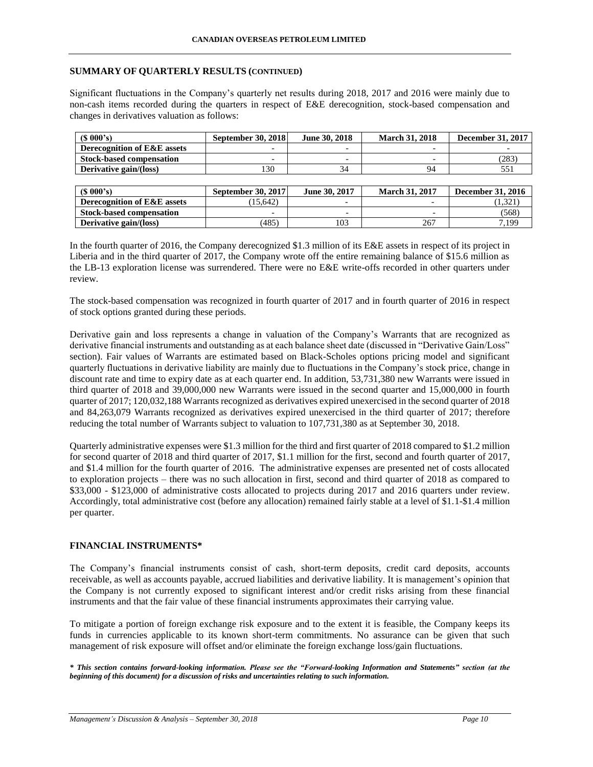## SUMMARY OF QUARTERLY RESULTS (CONTINUED)

Significant fluctuations in the Company's quarterly net results during 2018, 2017 and 2016 were mainly due to non-cash items recorded during the quarters in respect of E&E derecognition, stock-based compensation and changes in derivatives valuation as follows:

| ($ 000's) | September 30, 2018 | June 30, 2018 | March 31, 2018 | December 31, 2017 |
|---|---|---|---|---|
| Derecognition of E&E assets | - | - | - | - |
| Stock-based compensation | - | - | - | (283) |
| Derivative gain/(loss) | 130 | 34 | 94 | 551 |

| ($ 000's) | September 30, 2017 | June 30, 2017 | March 31, 2017 | December 31, 2016 |
|---|---|---|---|---|
| Derecognition of E&E assets | (15,642) | - | - | (1,321) |
| Stock-based compensation | - | - | - | (568) |
| Derivative gain/(loss) | (485) | 103 | 267 | 7,199 |

In the fourth quarter of 2016, the Company derecognized $1.3 million of its E&E assets in respect of its project in Liberia and in the third quarter of 2017, the Company wrote off the entire remaining balance of $15.6 million as the LB-13 exploration license was surrendered. There were no E&E write-offs recorded in other quarters under review.

The stock-based compensation was recognized in fourth quarter of 2017 and in fourth quarter of 2016 in respect of stock options granted during these periods.

Derivative gain and loss represents a change in valuation of the Company's Warrants that are recognized as derivative financial instruments and outstanding as at each balance sheet date (discussed in "Derivative Gain/Loss" section). Fair values of Warrants are estimated based on Black-Scholes options pricing model and significant quarterly fluctuations in derivative liability are mainly due to fluctuations in the Company's stock price, change in discount rate and time to expiry date as at each quarter end. In addition, 53,731,380 new Warrants were issued in third quarter of 2018 and 39,000,000 new Warrants were issued in the second quarter and 15,000,000 in fourth quarter of 2017; 120,032,188 Warrants recognized as derivatives expired unexercised in the second quarter of 2018 and 84,263,079 Warrants recognized as derivatives expired unexercised in the third quarter of 2017; therefore reducing the total number of Warrants subject to valuation to 107,731,380 as at September 30, 2018.

Quarterly administrative expenses were $1.3 million for the third and first quarter of 2018 compared to $1.2 million for second quarter of 2018 and third quarter of 2017, $1.1 million for the first, second and fourth quarter of 2017, and $1.4 million for the fourth quarter of 2016. The administrative expenses are presented net of costs allocated to exploration projects – there was no such allocation in first, second and third quarter of 2018 as compared to $33,000 - $123,000 of administrative costs allocated to projects during 2017 and 2016 quarters under review. Accordingly, total administrative cost (before any allocation) remained fairly stable at a level of $1.1-$1.4 million per quarter.

## FINANCIAL INSTRUMENTS*

The Company's financial instruments consist of cash, short-term deposits, credit card deposits, accounts receivable, as well as accounts payable, accrued liabilities and derivative liability. It is management's opinion that the Company is not currently exposed to significant interest and/or credit risks arising from these financial instruments and that the fair value of these financial instruments approximates their carrying value.

To mitigate a portion of foreign exchange risk exposure and to the extent it is feasible, the Company keeps its funds in currencies applicable to its known short-term commitments. No assurance can be given that such management of risk exposure will offset and/or eliminate the foreign exchange loss/gain fluctuations.

***\* This section contains forward-looking information. Please see the "Forward-looking Information and Statements" section (at the beginning of this document) for a discussion of risks and uncertainties relating to such information.***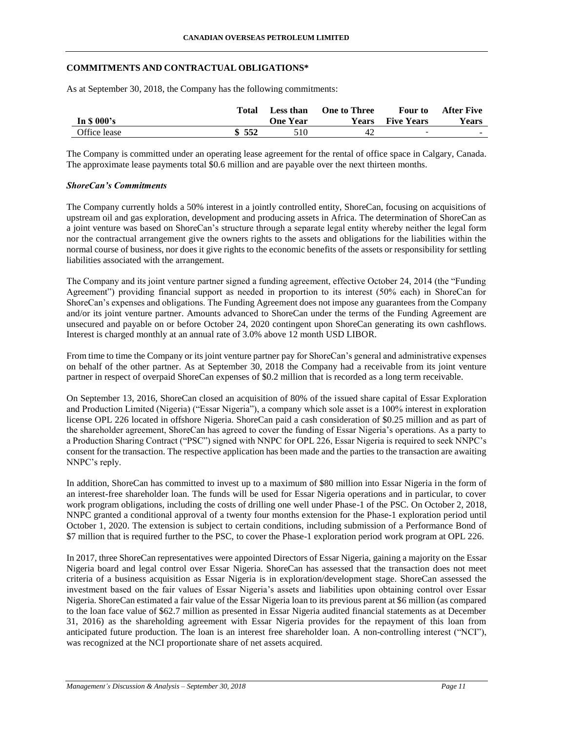## COMMITMENTS AND CONTRACTUAL OBLIGATIONS*

As at September 30, 2018, the Company has the following commitments:

| In $ 000's | Total | Less than One Year | One to Three Years | Four to Five Years | After Five Years |
|---|---|---|---|---|---|
| Office lease | $ 552 | 510 | 42 | - | - |

The Company is committed under an operating lease agreement for the rental of office space in Calgary, Canada. The approximate lease payments total $0.6 million and are payable over the next thirteen months.

### *ShoreCan's Commitments*

The Company currently holds a 50% interest in a jointly controlled entity, ShoreCan, focusing on acquisitions of upstream oil and gas exploration, development and producing assets in Africa. The determination of ShoreCan as a joint venture was based on ShoreCan's structure through a separate legal entity whereby neither the legal form nor the contractual arrangement give the owners rights to the assets and obligations for the liabilities within the normal course of business, nor does it give rights to the economic benefits of the assets or responsibility for settling liabilities associated with the arrangement.

The Company and its joint venture partner signed a funding agreement, effective October 24, 2014 (the "Funding Agreement") providing financial support as needed in proportion to its interest (50% each) in ShoreCan for ShoreCan's expenses and obligations. The Funding Agreement does not impose any guarantees from the Company and/or its joint venture partner. Amounts advanced to ShoreCan under the terms of the Funding Agreement are unsecured and payable on or before October 24, 2020 contingent upon ShoreCan generating its own cashflows. Interest is charged monthly at an annual rate of 3.0% above 12 month USD LIBOR.

From time to time the Company or its joint venture partner pay for ShoreCan's general and administrative expenses on behalf of the other partner. As at September 30, 2018 the Company had a receivable from its joint venture partner in respect of overpaid ShoreCan expenses of $0.2 million that is recorded as a long term receivable.

On September 13, 2016, ShoreCan closed an acquisition of 80% of the issued share capital of Essar Exploration and Production Limited (Nigeria) ("Essar Nigeria"), a company which sole asset is a 100% interest in exploration license OPL 226 located in offshore Nigeria. ShoreCan paid a cash consideration of $0.25 million and as part of the shareholder agreement, ShoreCan has agreed to cover the funding of Essar Nigeria's operations. As a party to a Production Sharing Contract ("PSC") signed with NNPC for OPL 226, Essar Nigeria is required to seek NNPC's consent for the transaction. The respective application has been made and the parties to the transaction are awaiting NNPC's reply.

In addition, ShoreCan has committed to invest up to a maximum of $80 million into Essar Nigeria in the form of an interest-free shareholder loan. The funds will be used for Essar Nigeria operations and in particular, to cover work program obligations, including the costs of drilling one well under Phase-1 of the PSC. On October 2, 2018, NNPC granted a conditional approval of a twenty four months extension for the Phase-1 exploration period until October 1, 2020. The extension is subject to certain conditions, including submission of a Performance Bond of $7 million that is required further to the PSC, to cover the Phase-1 exploration period work program at OPL 226.

In 2017, three ShoreCan representatives were appointed Directors of Essar Nigeria, gaining a majority on the Essar Nigeria board and legal control over Essar Nigeria. ShoreCan has assessed that the transaction does not meet criteria of a business acquisition as Essar Nigeria is in exploration/development stage. ShoreCan assessed the investment based on the fair values of Essar Nigeria's assets and liabilities upon obtaining control over Essar Nigeria. ShoreCan estimated a fair value of the Essar Nigeria loan to its previous parent at $6 million (as compared to the loan face value of $62.7 million as presented in Essar Nigeria audited financial statements as at December 31, 2016) as the shareholding agreement with Essar Nigeria provides for the repayment of this loan from anticipated future production. The loan is an interest free shareholder loan. A non-controlling interest ("NCI"), was recognized at the NCI proportionate share of net assets acquired.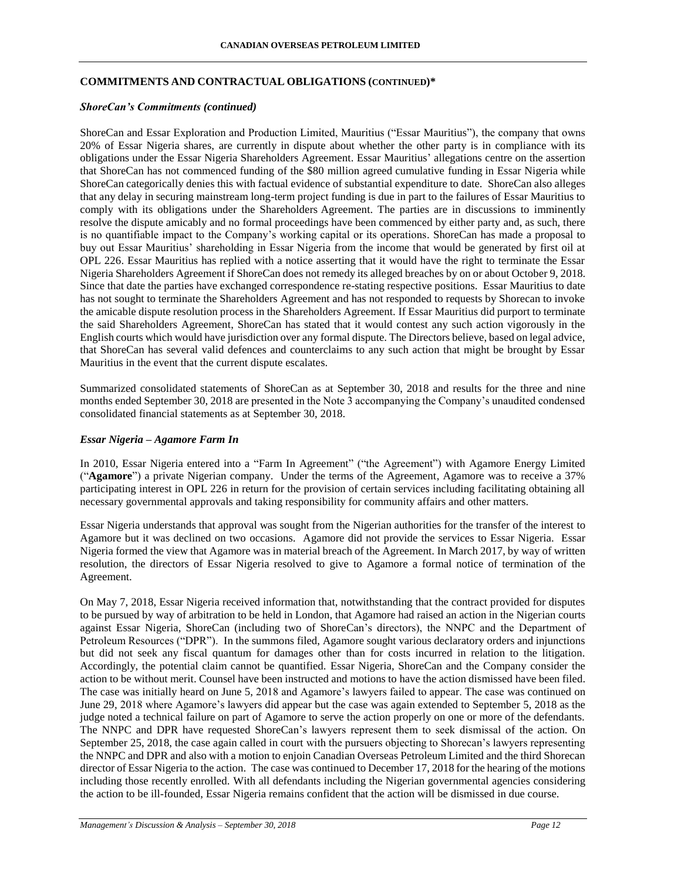## COMMITMENTS AND CONTRACTUAL OBLIGATIONS (CONTINUED)*

### *ShoreCan's Commitments (continued)*

ShoreCan and Essar Exploration and Production Limited, Mauritius ("Essar Mauritius"), the company that owns 20% of Essar Nigeria shares, are currently in dispute about whether the other party is in compliance with its obligations under the Essar Nigeria Shareholders Agreement. Essar Mauritius' allegations centre on the assertion that ShoreCan has not commenced funding of the $80 million agreed cumulative funding in Essar Nigeria while ShoreCan categorically denies this with factual evidence of substantial expenditure to date. ShoreCan also alleges that any delay in securing mainstream long-term project funding is due in part to the failures of Essar Mauritius to comply with its obligations under the Shareholders Agreement. The parties are in discussions to imminently resolve the dispute amicably and no formal proceedings have been commenced by either party and, as such, there is no quantifiable impact to the Company's working capital or its operations. ShoreCan has made a proposal to buy out Essar Mauritius' shareholding in Essar Nigeria from the income that would be generated by first oil at OPL 226. Essar Mauritius has replied with a notice asserting that it would have the right to terminate the Essar Nigeria Shareholders Agreement if ShoreCan does not remedy its alleged breaches by on or about October 9, 2018. Since that date the parties have exchanged correspondence re-stating respective positions. Essar Mauritius to date has not sought to terminate the Shareholders Agreement and has not responded to requests by Shorecan to invoke the amicable dispute resolution process in the Shareholders Agreement. If Essar Mauritius did purport to terminate the said Shareholders Agreement, ShoreCan has stated that it would contest any such action vigorously in the English courts which would have jurisdiction over any formal dispute. The Directors believe, based on legal advice, that ShoreCan has several valid defences and counterclaims to any such action that might be brought by Essar Mauritius in the event that the current dispute escalates.

Summarized consolidated statements of ShoreCan as at September 30, 2018 and results for the three and nine months ended September 30, 2018 are presented in the Note 3 accompanying the Company's unaudited condensed consolidated financial statements as at September 30, 2018.

### *Essar Nigeria – Agamore Farm In*

In 2010, Essar Nigeria entered into a "Farm In Agreement" ("the Agreement") with Agamore Energy Limited ("**Agamore**") a private Nigerian company. Under the terms of the Agreement, Agamore was to receive a 37% participating interest in OPL 226 in return for the provision of certain services including facilitating obtaining all necessary governmental approvals and taking responsibility for community affairs and other matters.

Essar Nigeria understands that approval was sought from the Nigerian authorities for the transfer of the interest to Agamore but it was declined on two occasions. Agamore did not provide the services to Essar Nigeria. Essar Nigeria formed the view that Agamore was in material breach of the Agreement. In March 2017, by way of written resolution, the directors of Essar Nigeria resolved to give to Agamore a formal notice of termination of the Agreement.

On May 7, 2018, Essar Nigeria received information that, notwithstanding that the contract provided for disputes to be pursued by way of arbitration to be held in London, that Agamore had raised an action in the Nigerian courts against Essar Nigeria, ShoreCan (including two of ShoreCan's directors), the NNPC and the Department of Petroleum Resources ("DPR"). In the summons filed, Agamore sought various declaratory orders and injunctions but did not seek any fiscal quantum for damages other than for costs incurred in relation to the litigation. Accordingly, the potential claim cannot be quantified. Essar Nigeria, ShoreCan and the Company consider the action to be without merit. Counsel have been instructed and motions to have the action dismissed have been filed. The case was initially heard on June 5, 2018 and Agamore's lawyers failed to appear. The case was continued on June 29, 2018 where Agamore's lawyers did appear but the case was again extended to September 5, 2018 as the judge noted a technical failure on part of Agamore to serve the action properly on one or more of the defendants. The NNPC and DPR have requested ShoreCan's lawyers represent them to seek dismissal of the action. On September 25, 2018, the case again called in court with the pursuers objecting to Shorecan's lawyers representing the NNPC and DPR and also with a motion to enjoin Canadian Overseas Petroleum Limited and the third Shorecan director of Essar Nigeria to the action. The case was continued to December 17, 2018 for the hearing of the motions including those recently enrolled. With all defendants including the Nigerian governmental agencies considering the action to be ill-founded, Essar Nigeria remains confident that the action will be dismissed in due course.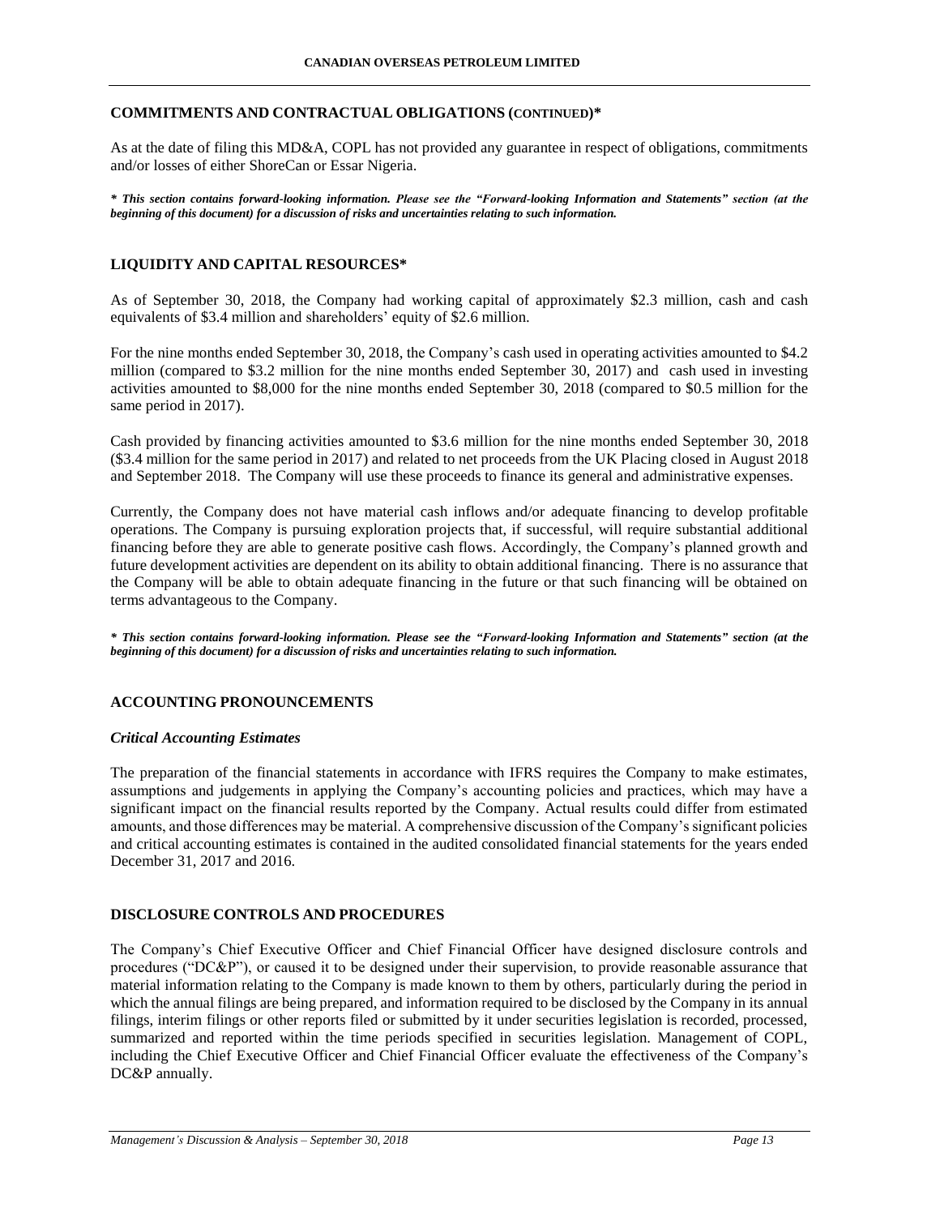## COMMITMENTS AND CONTRACTUAL OBLIGATIONS (CONTINUED)*

As at the date of filing this MD&A, COPL has not provided any guarantee in respect of obligations, commitments and/or losses of either ShoreCan or Essar Nigeria.

***\* This section contains forward-looking information. Please see the "Forward-looking Information and Statements" section (at the beginning of this document) for a discussion of risks and uncertainties relating to such information.***

## LIQUIDITY AND CAPITAL RESOURCES*

As of September 30, 2018, the Company had working capital of approximately $2.3 million, cash and cash equivalents of $3.4 million and shareholders' equity of $2.6 million.

For the nine months ended September 30, 2018, the Company's cash used in operating activities amounted to $4.2 million (compared to $3.2 million for the nine months ended September 30, 2017) and cash used in investing activities amounted to $8,000 for the nine months ended September 30, 2018 (compared to $0.5 million for the same period in 2017).

Cash provided by financing activities amounted to $3.6 million for the nine months ended September 30, 2018 ($3.4 million for the same period in 2017) and related to net proceeds from the UK Placing closed in August 2018 and September 2018. The Company will use these proceeds to finance its general and administrative expenses.

Currently, the Company does not have material cash inflows and/or adequate financing to develop profitable operations. The Company is pursuing exploration projects that, if successful, will require substantial additional financing before they are able to generate positive cash flows. Accordingly, the Company's planned growth and future development activities are dependent on its ability to obtain additional financing. There is no assurance that the Company will be able to obtain adequate financing in the future or that such financing will be obtained on terms advantageous to the Company.

***\* This section contains forward-looking information. Please see the "Forward-looking Information and Statements" section (at the beginning of this document) for a discussion of risks and uncertainties relating to such information.***

## ACCOUNTING PRONOUNCEMENTS

### *Critical Accounting Estimates*

The preparation of the financial statements in accordance with IFRS requires the Company to make estimates, assumptions and judgements in applying the Company's accounting policies and practices, which may have a significant impact on the financial results reported by the Company. Actual results could differ from estimated amounts, and those differences may be material. A comprehensive discussion of the Company's significant policies and critical accounting estimates is contained in the audited consolidated financial statements for the years ended December 31, 2017 and 2016.

## DISCLOSURE CONTROLS AND PROCEDURES

The Company's Chief Executive Officer and Chief Financial Officer have designed disclosure controls and procedures ("DC&P"), or caused it to be designed under their supervision, to provide reasonable assurance that material information relating to the Company is made known to them by others, particularly during the period in which the annual filings are being prepared, and information required to be disclosed by the Company in its annual filings, interim filings or other reports filed or submitted by it under securities legislation is recorded, processed, summarized and reported within the time periods specified in securities legislation. Management of COPL, including the Chief Executive Officer and Chief Financial Officer evaluate the effectiveness of the Company's DC&P annually.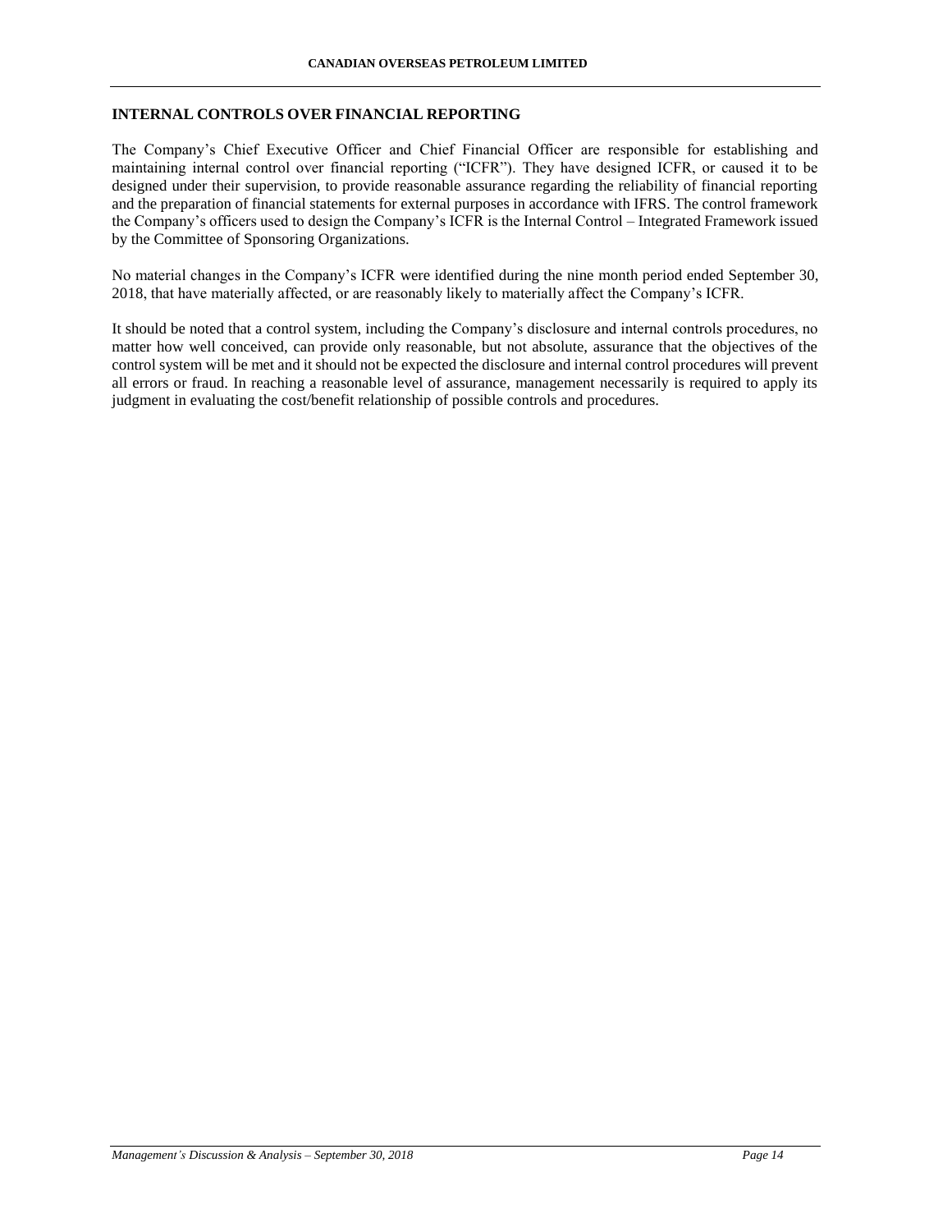## INTERNAL CONTROLS OVER FINANCIAL REPORTING

The Company's Chief Executive Officer and Chief Financial Officer are responsible for establishing and maintaining internal control over financial reporting ("ICFR"). They have designed ICFR, or caused it to be designed under their supervision, to provide reasonable assurance regarding the reliability of financial reporting and the preparation of financial statements for external purposes in accordance with IFRS. The control framework the Company's officers used to design the Company's ICFR is the Internal Control – Integrated Framework issued by the Committee of Sponsoring Organizations.

No material changes in the Company's ICFR were identified during the nine month period ended September 30, 2018, that have materially affected, or are reasonably likely to materially affect the Company's ICFR.

It should be noted that a control system, including the Company's disclosure and internal controls procedures, no matter how well conceived, can provide only reasonable, but not absolute, assurance that the objectives of the control system will be met and it should not be expected the disclosure and internal control procedures will prevent all errors or fraud. In reaching a reasonable level of assurance, management necessarily is required to apply its judgment in evaluating the cost/benefit relationship of possible controls and procedures.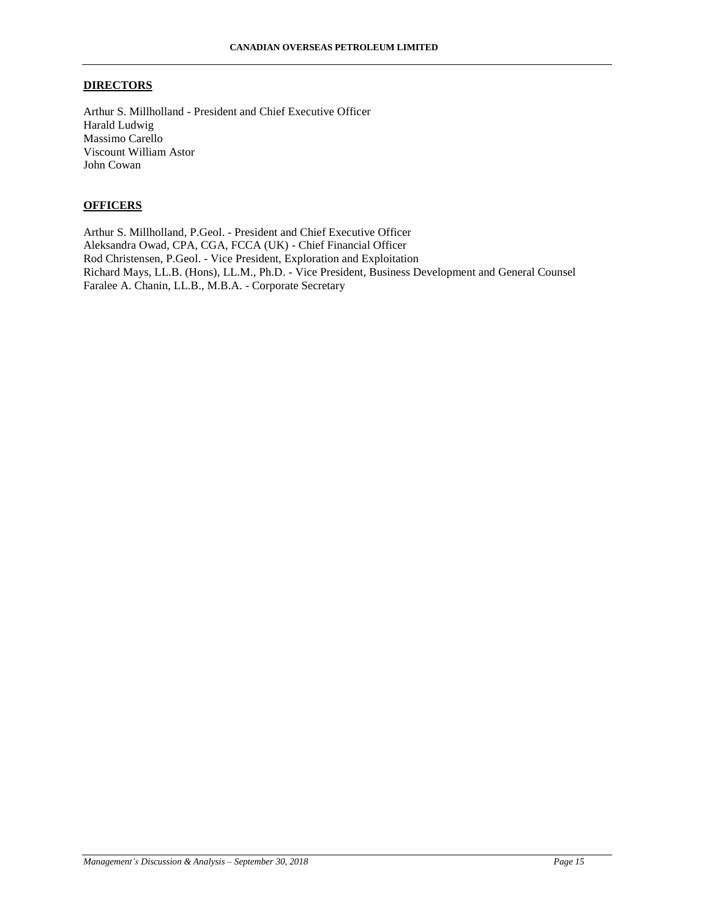## DIRECTORS

Arthur S. Millholland - President and Chief Executive Officer
Harald Ludwig
Massimo Carello
Viscount William Astor
John Cowan

## OFFICERS

Arthur S. Millholland, P.Geol. - President and Chief Executive Officer
Aleksandra Owad, CPA, CGA, FCCA (UK) - Chief Financial Officer
Rod Christensen, P.Geol. - Vice President, Exploration and Exploitation
Richard Mays, LL.B. (Hons), LL.M., Ph.D. - Vice President, Business Development and General Counsel
Faralee A. Chanin, LL.B., M.B.A. - Corporate Secretary